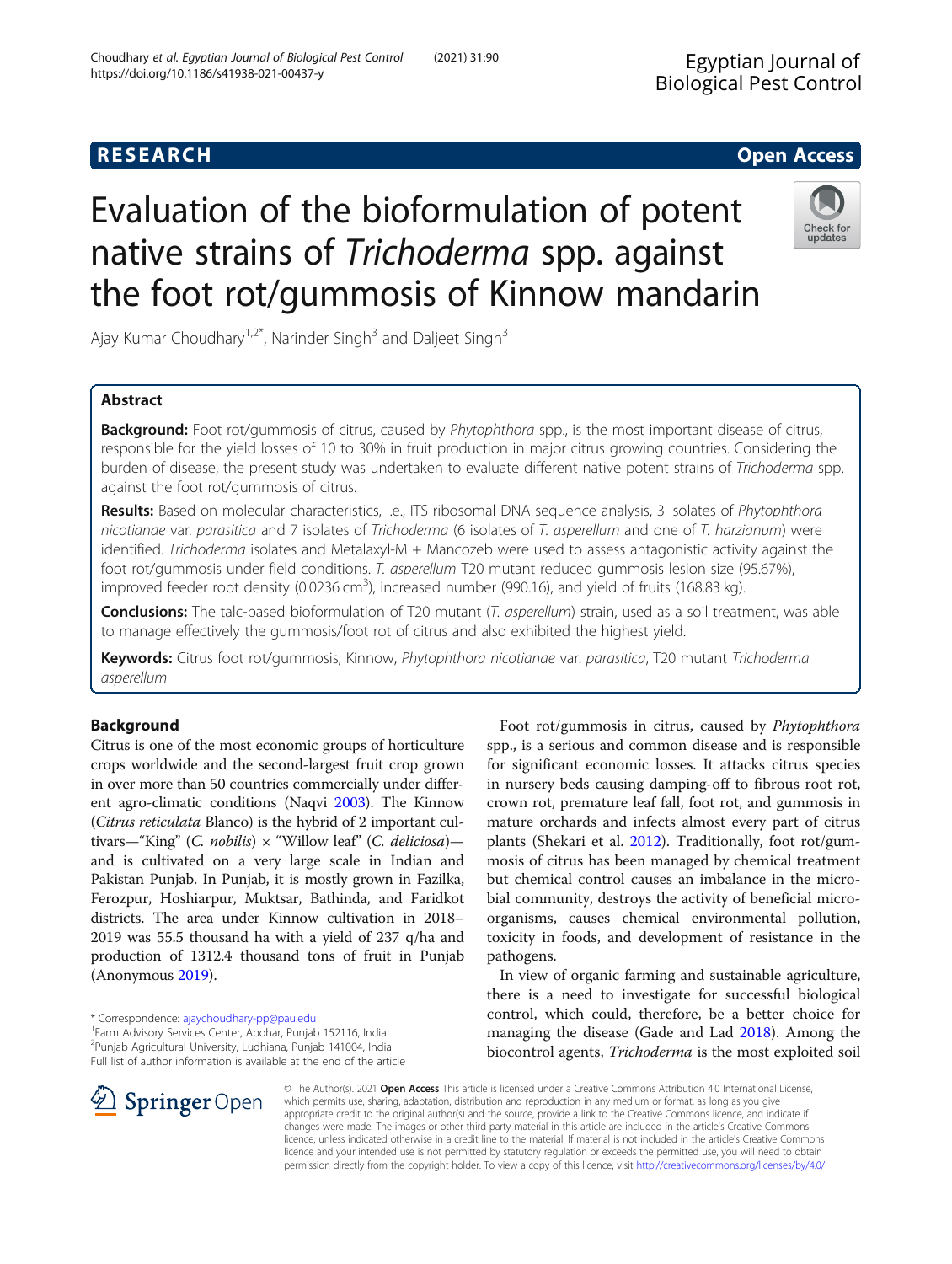RESEARCH

Open Access

# Evaluation of the bioformulation of potent native strains of *Trichoderma* spp. against the foot rot/gummosis of Kinnow mandarin

Ajay Kumar Choudhary[1,2*], Narinder Singh[3] and Daljeet Singh[3]

## Abstract

**Background:** Foot rot/gummosis of citrus, caused by *Phytophthora* spp., is the most important disease of citrus, responsible for the yield losses of 10 to 30% in fruit production in major citrus growing countries. Considering the burden of disease, the present study was undertaken to evaluate different native potent strains of *Trichoderma* spp. against the foot rot/gummosis of citrus.

**Results:** Based on molecular characteristics, i.e., ITS ribosomal DNA sequence analysis, 3 isolates of *Phytophthora nicotianae* var. *parasitica* and 7 isolates of *Trichoderma* (6 isolates of *T. asperellum* and one of *T. harzianum*) were identified. *Trichoderma* isolates and Metalaxyl-M + Mancozeb were used to assess antagonistic activity against the foot rot/gummosis under field conditions. *T. asperellum* T20 mutant reduced gummosis lesion size (95.67%), improved feeder root density (0.0236 $cm^3$), increased number (990.16), and yield of fruits (168.83 kg).

**Conclusions:** The talc-based bioformulation of T20 mutant (*T. asperellum*) strain, used as a soil treatment, was able to manage effectively the gummosis/foot rot of citrus and also exhibited the highest yield.

**Keywords:** Citrus foot rot/gummosis, Kinnow, *Phytophthora nicotianae* var. *parasitica*, T20 mutant *Trichoderma asperellum*

## Background

Citrus is one of the most economic groups of horticulture crops worldwide and the second-largest fruit crop grown in over more than 50 countries commercially under different agro-climatic conditions (Naqvi 2003). The Kinnow (*Citrus reticulata* Blanco) is the hybrid of 2 important cultivars—"King" (*C. nobilis*) × "Willow leaf" (*C. deliciosa*)—and is cultivated on a very large scale in Indian and Pakistan Punjab. In Punjab, it is mostly grown in Fazilka, Ferozpur, Hoshiarpur, Muktsar, Bathinda, and Faridkot districts. The area under Kinnow cultivation in 2018–2019 was 55.5 thousand ha with a yield of 237 q/ha and production of 1312.4 thousand tons of fruit in Punjab (Anonymous 2019).

Foot rot/gummosis in citrus, caused by *Phytophthora* spp., is a serious and common disease and is responsible for significant economic losses. It attacks citrus species in nursery beds causing damping-off to fibrous root rot, crown rot, premature leaf fall, foot rot, and gummosis in mature orchards and infects almost every part of citrus plants (Shekari et al. 2012). Traditionally, foot rot/gummosis of citrus has been managed by chemical treatment but chemical control causes an imbalance in the microbial community, destroys the activity of beneficial microorganisms, causes chemical environmental pollution, toxicity in foods, and development of resistance in the pathogens.

In view of organic farming and sustainable agriculture, there is a need to investigate for successful biological control, which could, therefore, be a better choice for managing the disease (Gade and Lad 2018). Among the biocontrol agents, *Trichoderma* is the most exploited soil

\* Correspondence: ajaychoudhary-pp@pau.edu
[1]Farm Advisory Services Center, Abohar, Punjab 152116, India
[2]Punjab Agricultural University, Ludhiana, Punjab 141004, India
Full list of author information is available at the end of the article

© The Author(s). 2021 **Open Access** This article is licensed under a Creative Commons Attribution 4.0 International License, which permits use, sharing, adaptation, distribution and reproduction in any medium or format, as long as you give appropriate credit to the original author(s) and the source, provide a link to the Creative Commons licence, and indicate if changes were made. The images or other third party material in this article are included in the article's Creative Commons licence, unless indicated otherwise in a credit line to the material. If material is not included in the article's Creative Commons licence and your intended use is not permitted by statutory regulation or exceeds the permitted use, you will need to obtain permission directly from the copyright holder. To view a copy of this licence, visit http://creativecommons.org/licenses/by/4.0/.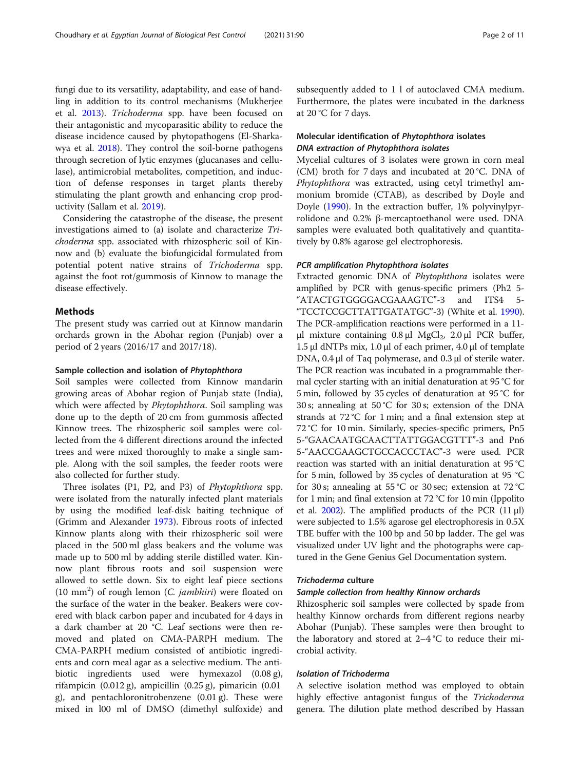fungi due to its versatility, adaptability, and ease of handling in addition to its control mechanisms (Mukherjee et al. 2013). *Trichoderma* spp. have been focused on their antagonistic and mycoparasitic ability to reduce the disease incidence caused by phytopathogens (El-Sharkawya et al. 2018). They control the soil-borne pathogens through secretion of lytic enzymes (glucanases and cellulase), antimicrobial metabolites, competition, and induction of defense responses in target plants thereby stimulating the plant growth and enhancing crop productivity (Sallam et al. 2019).

Considering the catastrophe of the disease, the present investigations aimed to (a) isolate and characterize *Trichoderma* spp. associated with rhizospheric soil of Kinnow and (b) evaluate the biofungicidal formulated from potential potent native strains of *Trichoderma* spp. against the foot rot/gummosis of Kinnow to manage the disease effectively.

## Methods

The present study was carried out at Kinnow mandarin orchards grown in the Abohar region (Punjab) over a period of 2 years (2016/17 and 2017/18).

### Sample collection and isolation of *Phytophthora*

Soil samples were collected from Kinnow mandarin growing areas of Abohar region of Punjab state (India), which were affected by *Phytophthora*. Soil sampling was done up to the depth of 20 cm from gummosis affected Kinnow trees. The rhizospheric soil samples were collected from the 4 different directions around the infected trees and were mixed thoroughly to make a single sample. Along with the soil samples, the feeder roots were also collected for further study.

Three isolates (P1, P2, and P3) of *Phytophthora* spp. were isolated from the naturally infected plant materials by using the modified leaf-disk baiting technique of (Grimm and Alexander 1973). Fibrous roots of infected Kinnow plants along with their rhizospheric soil were placed in the 500 ml glass beakers and the volume was made up to 500 ml by adding sterile distilled water. Kinnow plant fibrous roots and soil suspension were allowed to settle down. Six to eight leaf piece sections (10 $mm^2$) of rough lemon (*C. jambhiri*) were floated on the surface of the water in the beaker. Beakers were covered with black carbon paper and incubated for 4 days in a dark chamber at 20 °C. Leaf sections were then removed and plated on CMA-PARPH medium. The CMA-PARPH medium consisted of antibiotic ingredients and corn meal agar as a selective medium. The antibiotic ingredients used were hymexazol (0.08 g), rifampicin (0.012 g), ampicillin (0.25 g), pimaricin (0.01 g), and pentachloronitrobenzene (0.01 g). These were mixed in l00 ml of DMSO (dimethyl sulfoxide) and subsequently added to 1 l of autoclaved CMA medium. Furthermore, the plates were incubated in the darkness at 20 °C for 7 days.

### Molecular identification of *Phytophthora* isolates

#### DNA extraction of *Phytophthora* isolates

Mycelial cultures of 3 isolates were grown in corn meal (CM) broth for 7 days and incubated at 20 °C. DNA of *Phytophthora* was extracted, using cetyl trimethyl ammonium bromide (CTAB), as described by Doyle and Doyle (1990). In the extraction buffer, 1% polyvinylpyrrolidone and 0.2% β-mercaptoethanol were used. DNA samples were evaluated both qualitatively and quantitatively by 0.8% agarose gel electrophoresis.

#### PCR amplification *Phytophthora* isolates

Extracted genomic DNA of *Phytophthora* isolates were amplified by PCR with genus-specific primers (Ph2 5-"ATACTGTGGGGACGAAAGTC"-3 and ITS4 5-"TCCTCCGCTTATTGATATGC"-3) (White et al. 1990). The PCR-amplification reactions were performed in a 11-μl mixture containing 0.8 μl $MgCl_2$, 2.0 μl PCR buffer, 1.5 μl dNTPs mix, 1.0 μl of each primer, 4.0 μl of template DNA, 0.4 μl of Taq polymerase, and 0.3 μl of sterile water. The PCR reaction was incubated in a programmable thermal cycler starting with an initial denaturation at 95 °C for 5 min, followed by 35 cycles of denaturation at 95 °C for 30 s; annealing at 50 °C for 30 s; extension of the DNA strands at 72 °C for 1 min; and a final extension step at 72 °C for 10 min. Similarly, species-specific primers, Pn5 5-"GAACAATGCAACTTATTGGACGTTT"-3 and Pn6 5-"AACCGAAGCTGCCACCCTAC"-3 were used. PCR reaction was started with an initial denaturation at 95 °C for 5 min, followed by 35 cycles of denaturation at 95 °C for 30 s; annealing at 55 °C or 30 sec; extension at 72 °C for 1 min; and final extension at 72 °C for 10 min (Ippolito et al. 2002). The amplified products of the PCR (11 μl) were subjected to 1.5% agarose gel electrophoresis in 0.5X TBE buffer with the 100 bp and 50 bp ladder. The gel was visualized under UV light and the photographs were captured in the Gene Genius Gel Documentation system.

### *Trichoderma* culture

#### Sample collection from healthy Kinnow orchards

Rhizospheric soil samples were collected by spade from healthy Kinnow orchards from different regions nearby Abohar (Punjab). These samples were then brought to the laboratory and stored at 2–4 °C to reduce their microbial activity.

#### Isolation of *Trichoderma*

A selective isolation method was employed to obtain highly effective antagonist fungus of the *Trichoderma* genera. The dilution plate method described by Hassan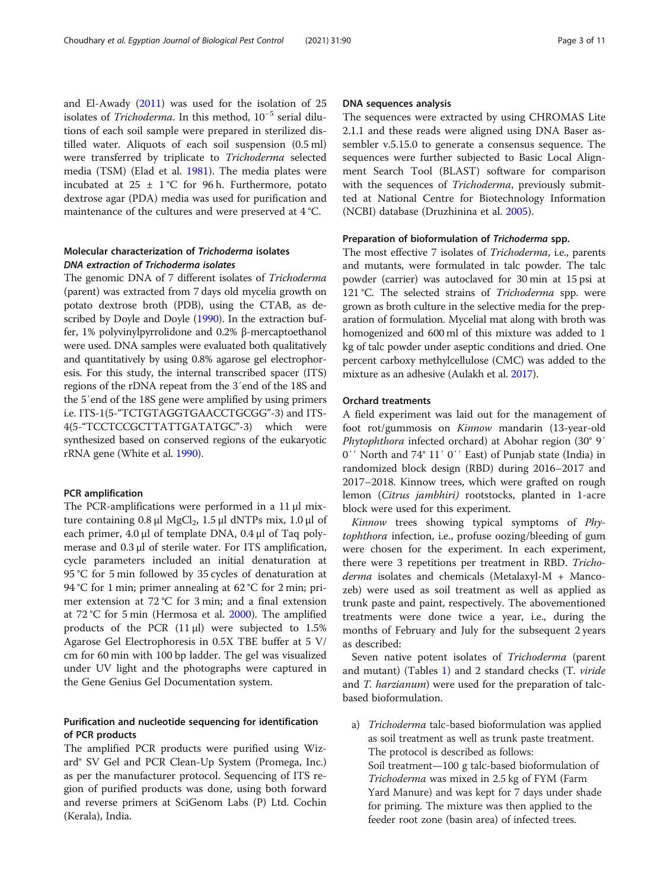and El-Awady (2011) was used for the isolation of 25 isolates of *Trichoderma*. In this method, $10^{-5}$ serial dilutions of each soil sample were prepared in sterilized distilled water. Aliquots of each soil suspension (0.5 ml) were transferred by triplicate to *Trichoderma* selected media (TSM) (Elad et al. 1981). The media plates were incubated at 25 ± 1 °C for 96 h. Furthermore, potato dextrose agar (PDA) media was used for purification and maintenance of the cultures and were preserved at 4 °C.

## Molecular characterization of *Trichoderma* isolates

### *DNA extraction of Trichoderma isolates*

The genomic DNA of 7 different isolates of *Trichoderma* (parent) was extracted from 7 days old mycelia growth on potato dextrose broth (PDB), using the CTAB, as described by Doyle and Doyle (1990). In the extraction buffer, 1% polyvinylpyrrolidone and 0.2% β-mercaptoethanol were used. DNA samples were evaluated both qualitatively and quantitatively by using 0.8% agarose gel electrophoresis. For this study, the internal transcribed spacer (ITS) regions of the rDNA repeat from the 3′end of the 18S and the 5′end of the 18S gene were amplified by using primers i.e. ITS-1(5-"TCTGTAGGTGAACCTGCGG"-3) and ITS-4(5-"TCCTCCGCTTATTGATATGC"-3) which were synthesized based on conserved regions of the eukaryotic rRNA gene (White et al. 1990).

### PCR amplification

The PCR-amplifications were performed in a 11 μl mixture containing 0.8 μl $MgCl_2$, 1.5 μl dNTPs mix, 1.0 μl of each primer, 4.0 μl of template DNA, 0.4 μl of Taq polymerase and 0.3 μl of sterile water. For ITS amplification, cycle parameters included an initial denaturation at 95 °C for 5 min followed by 35 cycles of denaturation at 94 °C for 1 min; primer annealing at 62 °C for 2 min; primer extension at 72 °C for 3 min; and a final extension at 72 °C for 5 min (Hermosa et al. 2000). The amplified products of the PCR (11 μl) were subjected to 1.5% Agarose Gel Electrophoresis in 0.5X TBE buffer at 5 V/cm for 60 min with 100 bp ladder. The gel was visualized under UV light and the photographs were captured in the Gene Genius Gel Documentation system.

### Purification and nucleotide sequencing for identification of PCR products

The amplified PCR products were purified using Wizard® SV Gel and PCR Clean-Up System (Promega, Inc.) as per the manufacturer protocol. Sequencing of ITS region of purified products was done, using both forward and reverse primers at SciGenom Labs (P) Ltd. Cochin (Kerala), India.

### DNA sequences analysis

The sequences were extracted by using CHROMAS Lite 2.1.1 and these reads were aligned using DNA Baser assembler v.5.15.0 to generate a consensus sequence. The sequences were further subjected to Basic Local Alignment Search Tool (BLAST) software for comparison with the sequences of *Trichoderma*, previously submitted at National Centre for Biotechnology Information (NCBI) database (Druzhinina et al. 2005).

### Preparation of bioformulation of *Trichoderma* spp.

The most effective 7 isolates of *Trichoderma*, i.e., parents and mutants, were formulated in talc powder. The talc powder (carrier) was autoclaved for 30 min at 15 psi at 121 °C. The selected strains of *Trichoderma* spp. were grown as broth culture in the selective media for the preparation of formulation. Mycelial mat along with broth was homogenized and 600 ml of this mixture was added to 1 kg of talc powder under aseptic conditions and dried. One percent carboxy methylcellulose (CMC) was added to the mixture as an adhesive (Aulakh et al. 2017).

### Orchard treatments

A field experiment was laid out for the management of foot rot/gummosis on *Kinnow* mandarin (13-year-old *Phytophthora* infected orchard) at Abohar region (30° 9′ 0′′ North and 74° 11′ 0′′ East) of Punjab state (India) in randomized block design (RBD) during 2016–2017 and 2017–2018. Kinnow trees, which were grafted on rough lemon (*Citrus jambhiri)* rootstocks, planted in 1-acre block were used for this experiment.

*Kinnow* trees showing typical symptoms of *Phytophthora* infection, i.e., profuse oozing/bleeding of gum were chosen for the experiment. In each experiment, there were 3 repetitions per treatment in RBD. *Trichoderma* isolates and chemicals (Metalaxyl-M + Mancozeb) were used as soil treatment as well as applied as trunk paste and paint, respectively. The abovementioned treatments were done twice a year, i.e., during the months of February and July for the subsequent 2 years as described:

Seven native potent isolates of *Trichoderma* (parent and mutant) (Tables 1) and 2 standard checks (T. *viride* and *T. harzianum*) were used for the preparation of talc-based bioformulation.

a) *Trichoderma* talc-based bioformulation was applied as soil treatment as well as trunk paste treatment. The protocol is described as follows:
   Soil treatment—100 g talc-based bioformulation of *Trichoderma* was mixed in 2.5 kg of FYM (Farm Yard Manure) and was kept for 7 days under shade for priming. The mixture was then applied to the feeder root zone (basin area) of infected trees.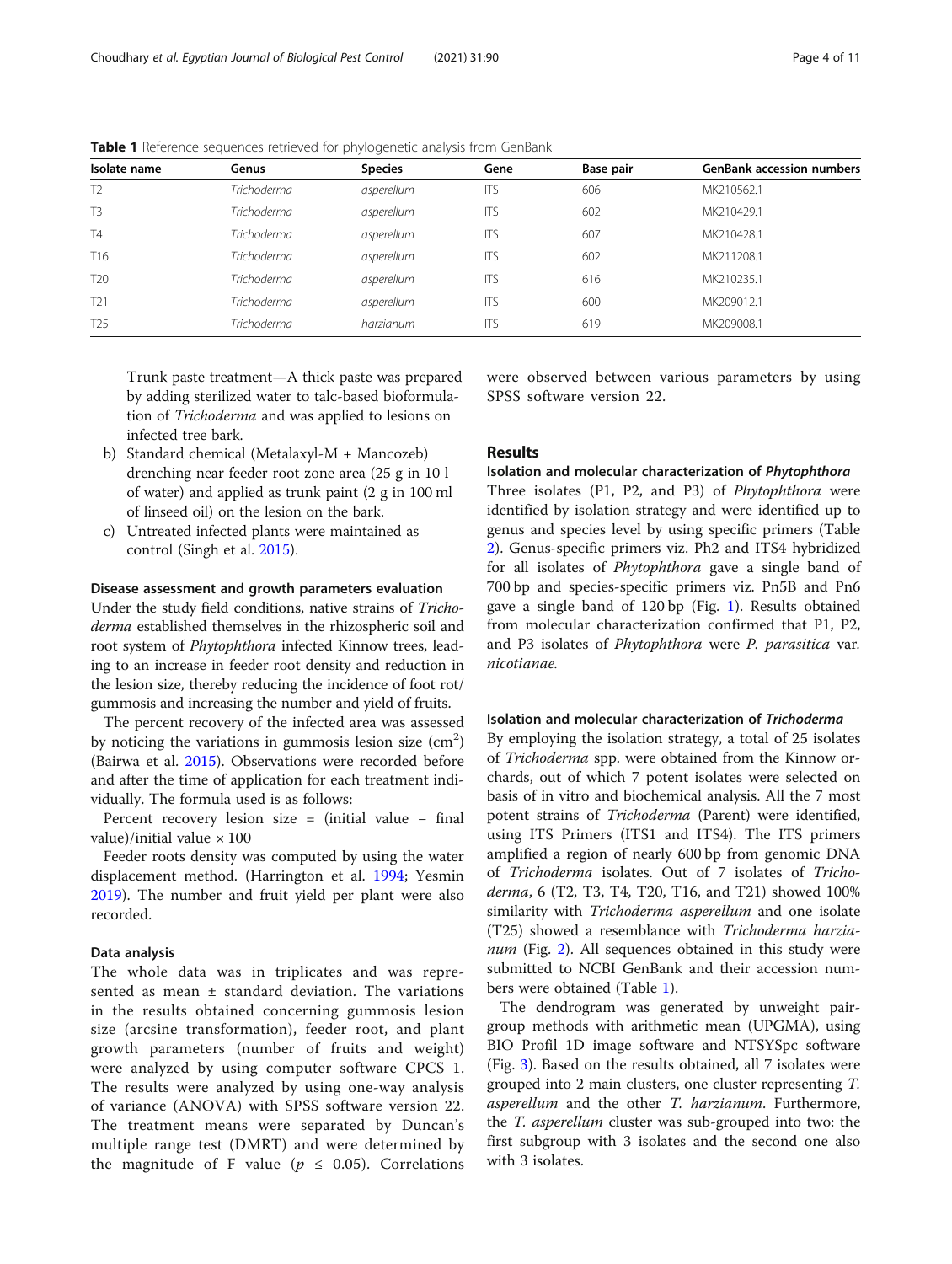**Table 1** Reference sequences retrieved for phylogenetic analysis from GenBank

| Isolate name | Genus | Species | Gene | Base pair | GenBank accession numbers |
|---|---|---|---|---|---|
| T2 | *Trichoderma* | *asperellum* | ITS | 606 | MK210562.1 |
| T3 | *Trichoderma* | *asperellum* | ITS | 602 | MK210429.1 |
| T4 | *Trichoderma* | *asperellum* | ITS | 607 | MK210428.1 |
| T16 | *Trichoderma* | *asperellum* | ITS | 602 | MK211208.1 |
| T20 | *Trichoderma* | *asperellum* | ITS | 616 | MK210235.1 |
| T21 | *Trichoderma* | *asperellum* | ITS | 600 | MK209012.1 |
| T25 | *Trichoderma* | *harzianum* | ITS | 619 | MK209008.1 |

Trunk paste treatment—A thick paste was prepared by adding sterilized water to talc-based bioformulation of *Trichoderma* and was applied to lesions on infected tree bark.

b) Standard chemical (Metalaxyl-M + Mancozeb) drenching near feeder root zone area (25 g in 10 l of water) and applied as trunk paint (2 g in 100 ml of linseed oil) on the lesion on the bark.
c) Untreated infected plants were maintained as control (Singh et al. 2015).

#### Disease assessment and growth parameters evaluation

Under the study field conditions, native strains of *Trichoderma* established themselves in the rhizospheric soil and root system of *Phytophthora* infected Kinnow trees, leading to an increase in feeder root density and reduction in the lesion size, thereby reducing the incidence of foot rot/gummosis and increasing the number and yield of fruits.

The percent recovery of the infected area was assessed by noticing the variations in gummosis lesion size ($cm^2$) (Bairwa et al. 2015). Observations were recorded before and after the time of application for each treatment individually. The formula used is as follows:

Percent recovery lesion size = (initial value − final value)/initial value × 100

Feeder roots density was computed by using the water displacement method. (Harrington et al. 1994; Yesmin 2019). The number and fruit yield per plant were also recorded.

#### Data analysis

The whole data was in triplicates and was represented as mean ± standard deviation. The variations in the results obtained concerning gummosis lesion size (arcsine transformation), feeder root, and plant growth parameters (number of fruits and weight) were analyzed by using computer software CPCS 1. The results were analyzed by using one-way analysis of variance (ANOVA) with SPSS software version 22. The treatment means were separated by Duncan's multiple range test (DMRT) and were determined by the magnitude of F value ($p \leq 0.05$). Correlations were observed between various parameters by using SPSS software version 22.

## Results

#### Isolation and molecular characterization of *Phytophthora*

Three isolates (P1, P2, and P3) of *Phytophthora* were identified by isolation strategy and were identified up to genus and species level by using specific primers (Table 2). Genus-specific primers viz. Ph2 and ITS4 hybridized for all isolates of *Phytophthora* gave a single band of 700 bp and species-specific primers viz. Pn5B and Pn6 gave a single band of 120 bp (Fig. 1). Results obtained from molecular characterization confirmed that P1, P2, and P3 isolates of *Phytophthora* were *P. parasitica* var. *nicotianae.*

#### Isolation and molecular characterization of *Trichoderma*

By employing the isolation strategy, a total of 25 isolates of *Trichoderma* spp. were obtained from the Kinnow orchards, out of which 7 potent isolates were selected on basis of in vitro and biochemical analysis. All the 7 most potent strains of *Trichoderma* (Parent) were identified, using ITS Primers (ITS1 and ITS4). The ITS primers amplified a region of nearly 600 bp from genomic DNA of *Trichoderma* isolates. Out of 7 isolates of *Trichoderma*, 6 (T2, T3, T4, T20, T16, and T21) showed 100% similarity with *Trichoderma asperellum* and one isolate (T25) showed a resemblance with *Trichoderma harzianum* (Fig. 2). All sequences obtained in this study were submitted to NCBI GenBank and their accession numbers were obtained (Table 1).

The dendrogram was generated by unweight pair-group methods with arithmetic mean (UPGMA), using BIO Profil 1D image software and NTSYSpc software (Fig. 3). Based on the results obtained, all 7 isolates were grouped into 2 main clusters, one cluster representing *T. asperellum* and the other *T. harzianum*. Furthermore, the *T. asperellum* cluster was sub-grouped into two: the first subgroup with 3 isolates and the second one also with 3 isolates.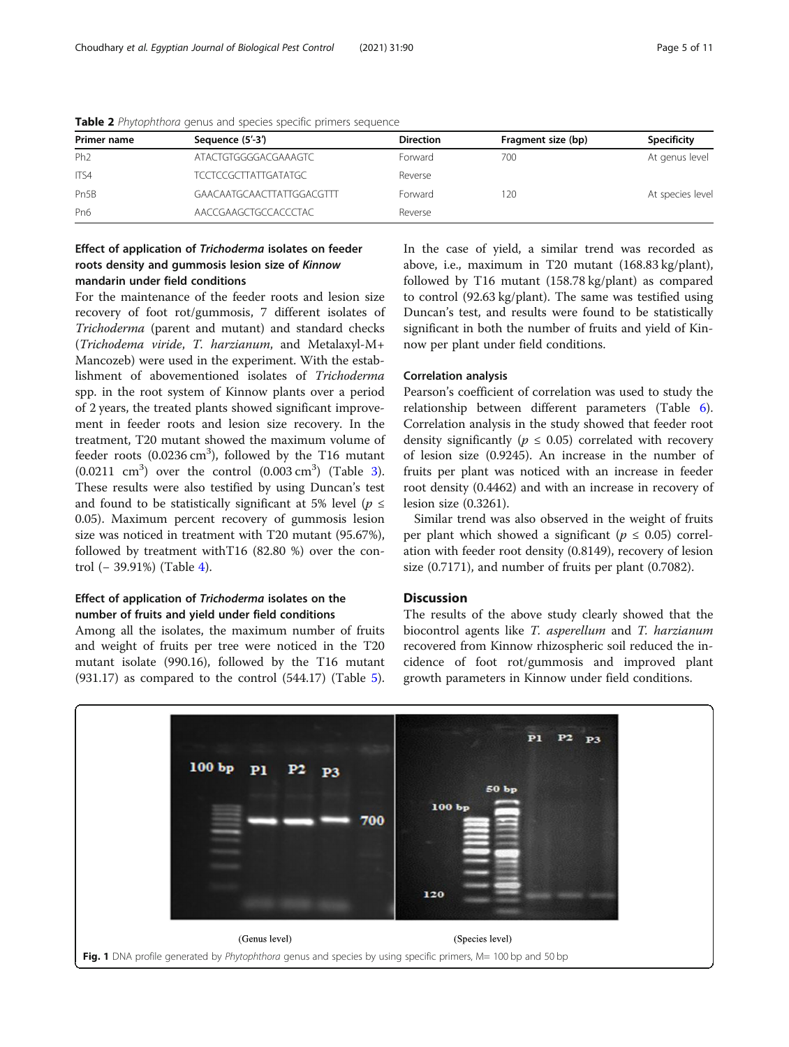**Table 2** *Phytophthora* genus and species specific primers sequence

| Primer name | Sequence (5′-3′) | Direction | Fragment size (bp) | Specificity |
|---|---|---|---|---|
| Ph2 | ATACTGTGGGGACGAAAGTC | Forward | 700 | At genus level |
| ITS4 | TCCTCCGCTTATTGATATGC | Reverse | | |
| Pn5B | GAACAATGCAACTTATTGGACGTTT | Forward | 120 | At species level |
| Pn6 | AACCGAAGCTGCCACCCTAC | Reverse | | |

### Effect of application of *Trichoderma* isolates on feeder roots density and gummosis lesion size of *Kinnow* mandarin under field conditions

For the maintenance of the feeder roots and lesion size recovery of foot rot/gummosis, 7 different isolates of *Trichoderma* (parent and mutant) and standard checks (*Trichodema viride*, *T. harzianum*, and Metalaxyl-M+ Mancozeb) were used in the experiment. With the establishment of abovementioned isolates of *Trichoderma* spp. in the root system of Kinnow plants over a period of 2 years, the treated plants showed significant improvement in feeder roots and lesion size recovery. In the treatment, T20 mutant showed the maximum volume of feeder roots (0.0236 $cm^3$), followed by the T16 mutant (0.0211 $cm^3$) over the control (0.003 $cm^3$) (Table 3). These results were also testified by using Duncan's test and found to be statistically significant at 5% level ($p \leq 0.05$). Maximum percent recovery of gummosis lesion size was noticed in treatment with T20 mutant (95.67%), followed by treatment withT16 (82.80 %) over the control (− 39.91%) (Table 4).

### Effect of application of *Trichoderma* isolates on the number of fruits and yield under field conditions

Among all the isolates, the maximum number of fruits and weight of fruits per tree were noticed in the T20 mutant isolate (990.16), followed by the T16 mutant (931.17) as compared to the control (544.17) (Table 5). In the case of yield, a similar trend was recorded as above, i.e., maximum in T20 mutant (168.83 kg/plant), followed by T16 mutant (158.78 kg/plant) as compared to control (92.63 kg/plant). The same was testified using Duncan's test, and results were found to be statistically significant in both the number of fruits and yield of Kinnow per plant under field conditions.

### Correlation analysis

Pearson's coefficient of correlation was used to study the relationship between different parameters (Table 6). Correlation analysis in the study showed that feeder root density significantly ($p \leq 0.05$) correlated with recovery of lesion size (0.9245). An increase in the number of fruits per plant was noticed with an increase in feeder root density (0.4462) and with an increase in recovery of lesion size (0.3261).

Similar trend was also observed in the weight of fruits per plant which showed a significant ($p \leq 0.05$) correlation with feeder root density (0.8149), recovery of lesion size (0.7171), and number of fruits per plant (0.7082).

## Discussion

The results of the above study clearly showed that the biocontrol agents like *T. asperellum* and *T. harzianum* recovered from Kinnow rhizospheric soil reduced the incidence of foot rot/gummosis and improved plant growth parameters in Kinnow under field conditions.

(Genus level) (Species level)

**Fig. 1** DNA profile generated by *Phytophthora* genus and species by using specific primers, M= 100 bp and 50 bp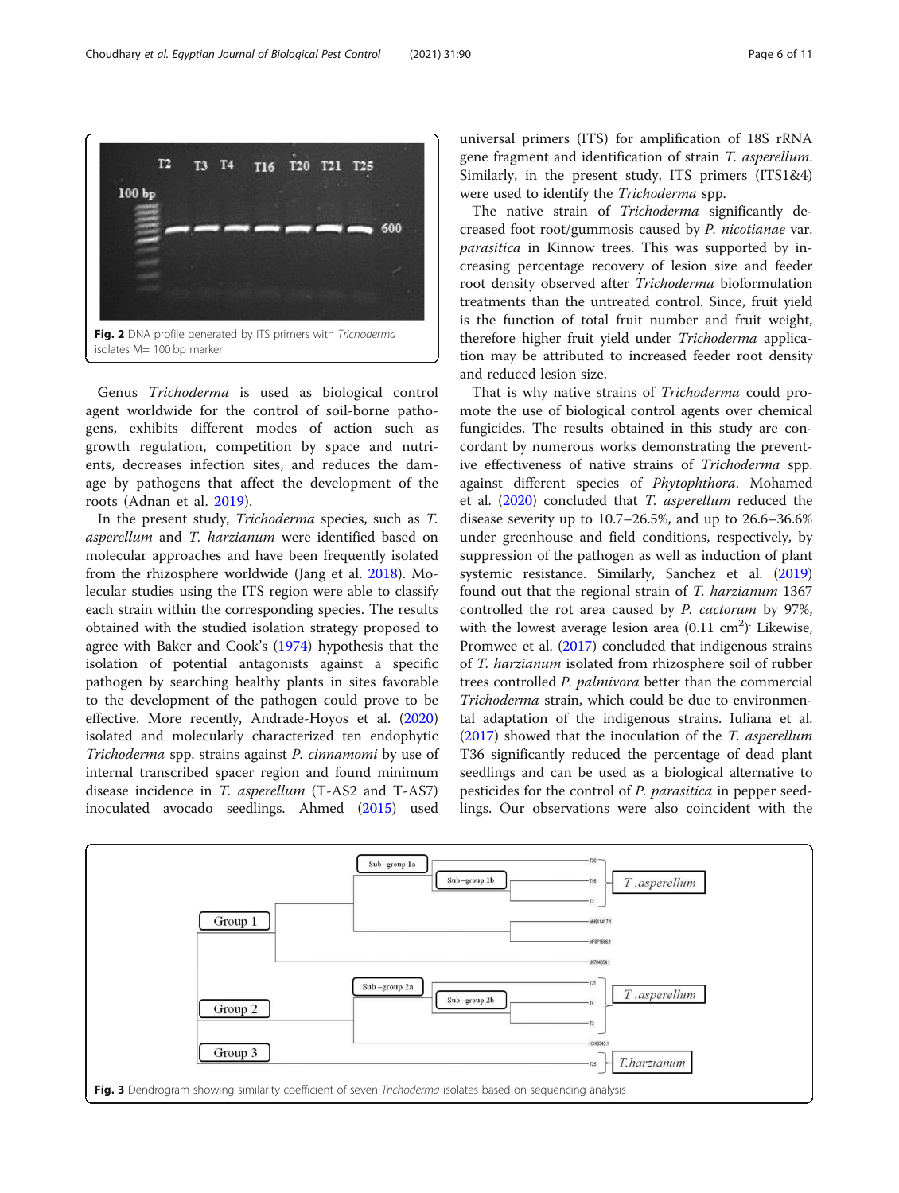Fig. 2 DNA profile generated by ITS primers with *Trichoderma* isolates M= 100 bp marker

Genus *Trichoderma* is used as biological control agent worldwide for the control of soil-borne pathogens, exhibits different modes of action such as growth regulation, competition by space and nutrients, decreases infection sites, and reduces the damage by pathogens that affect the development of the roots (Adnan et al. 2019).

In the present study, *Trichoderma* species, such as *T. asperellum* and *T. harzianum* were identified based on molecular approaches and have been frequently isolated from the rhizosphere worldwide (Jang et al. 2018). Molecular studies using the ITS region were able to classify each strain within the corresponding species. The results obtained with the studied isolation strategy proposed to agree with Baker and Cook's (1974) hypothesis that the isolation of potential antagonists against a specific pathogen by searching healthy plants in sites favorable to the development of the pathogen could prove to be effective. More recently, Andrade-Hoyos et al. (2020) isolated and molecularly characterized ten endophytic *Trichoderma* spp. strains against *P. cinnamomi* by use of internal transcribed spacer region and found minimum disease incidence in *T. asperellum* (T-AS2 and T-AS7) inoculated avocado seedlings. Ahmed (2015) used universal primers (ITS) for amplification of 18S rRNA gene fragment and identification of strain *T. asperellum*. Similarly, in the present study, ITS primers (ITS1&4) were used to identify the *Trichoderma* spp.

The native strain of *Trichoderma* significantly decreased foot root/gummosis caused by *P. nicotianae* var. *parasitica* in Kinnow trees. This was supported by increasing percentage recovery of lesion size and feeder root density observed after *Trichoderma* bioformulation treatments than the untreated control. Since, fruit yield is the function of total fruit number and fruit weight, therefore higher fruit yield under *Trichoderma* application may be attributed to increased feeder root density and reduced lesion size.

That is why native strains of *Trichoderma* could promote the use of biological control agents over chemical fungicides. The results obtained in this study are concordant by numerous works demonstrating the preventive effectiveness of native strains of *Trichoderma* spp. against different species of *Phytophthora*. Mohamed et al. (2020) concluded that *T. asperellum* reduced the disease severity up to 10.7–26.5%, and up to 26.6–36.6% under greenhouse and field conditions, respectively, by suppression of the pathogen as well as induction of plant systemic resistance. Similarly, Sanchez et al. (2019) found out that the regional strain of *T. harzianum* 1367 controlled the rot area caused by *P. cactorum* by 97%, with the lowest average lesion area (0.11 $cm^2$). Likewise, Promwee et al. (2017) concluded that indigenous strains of *T. harzianum* isolated from rhizosphere soil of rubber trees controlled *P. palmivora* better than the commercial *Trichoderma* strain, which could be due to environmental adaptation of the indigenous strains. Iuliana et al. (2017) showed that the inoculation of the *T. asperellum* T36 significantly reduced the percentage of dead plant seedlings and can be used as a biological alternative to pesticides for the control of *P. parasitica* in pepper seedlings. Our observations were also coincident with the

Fig. 3 Dendrogram showing similarity coefficient of seven *Trichoderma* isolates based on sequencing analysis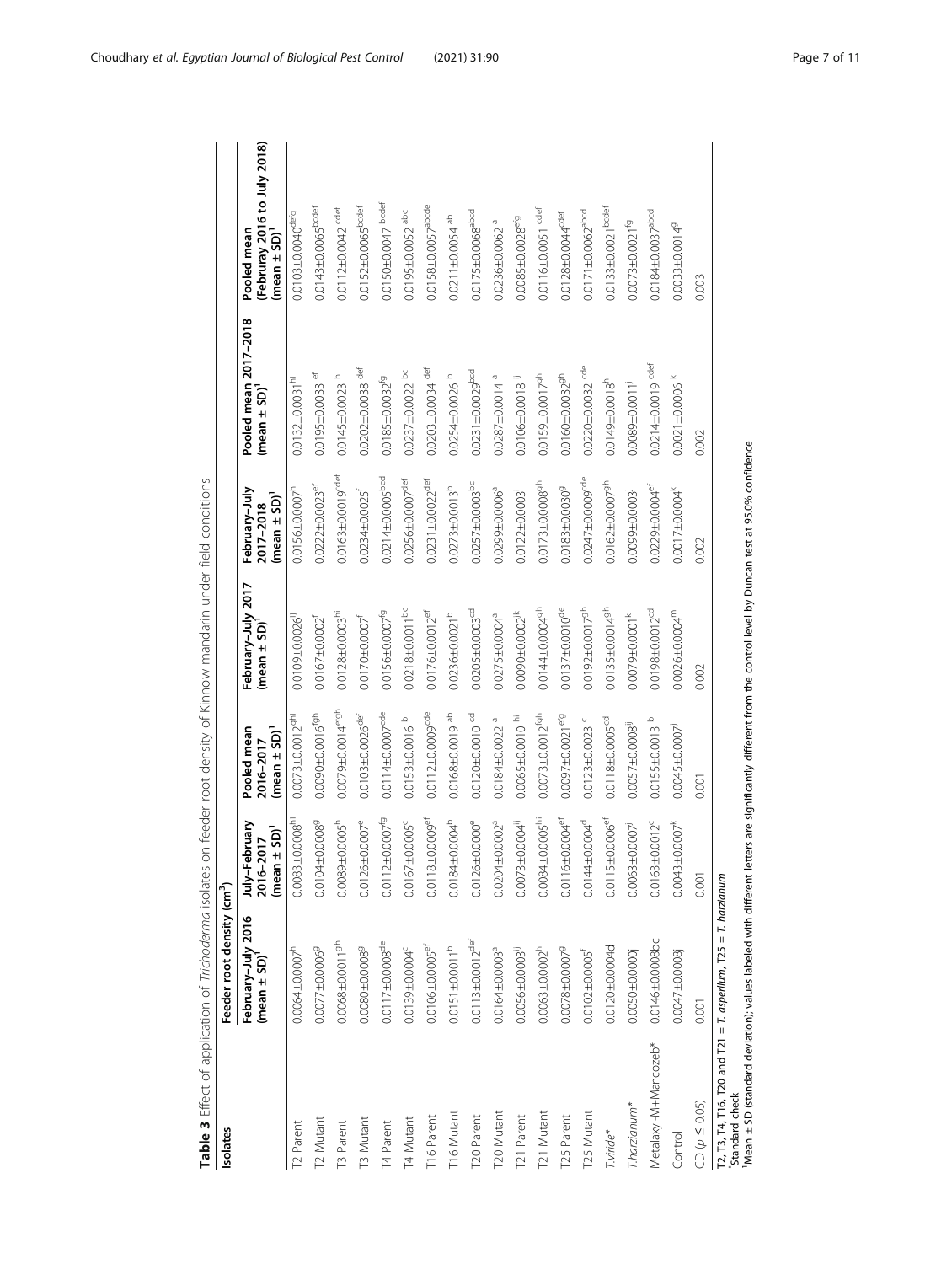**Table 3** Effect of application of *Trichoderma* isolates on feeder root density of Kinnow mandarin under field conditions

| Isolates | Feeder root density (cm³) | | | | | | |
|---|---|---|---|---|---|---|---|
| | February–July 2016 (mean ± SD)[1] | July–February 2016–2017 (mean ± SD)[1] | Pooled mean 2016–2017 (mean ± SD)[1] | February–July 2017 (mean ± SD)[1] | February–July 2017–2018 (mean ± SD)[1] | Pooled mean 2017–2018 (mean ± SD)[1] | Pooled mean (Februray 2016 to July 2018) (mean ± SD)[1] |
| T2 Parent | 0.0064±0.0007[h] | 0.0083±0.0008[hi] | 0.0073±0.0012[ghi] | 0.0109±0.0026[ij] | 0.0156±0.0007[h] | 0.0132±0.0031[hi] | 0.0103±0.0040[defg] |
| T2 Mutant | 0.0077±0.0006[g] | 0.0104±0.0008[g] | 0.0090±0.0016[fgh] | 0.0167±0.0002[f] | 0.0222±0.0023[ef] | 0.0195±0.0033[ef] | 0.0143±0.0065[bcdef] |
| T3 Parent | 0.0068±0.0011[gh] | 0.0089±0.0005[h] | 0.0079±0.0014[efgh] | 0.0128±0.0003[hi] | 0.0163±0.0019[cdef] | 0.0145±0.0023[h] | 0.0112±0.0042[cdef] |
| T3 Mutant | 0.0080±0.0008[g] | 0.0126±0.0007[e] | 0.0103±0.0026[def] | 0.0170±0.0007[f] | 0.0234±0.0025[f] | 0.0202±0.0038[def] | 0.0152±0.0065[bcdef] |
| T4 Parent | 0.0117±0.0008[de] | 0.0112±0.0007[fg] | 0.0114±0.0007[cde] | 0.0156±0.0007[fg] | 0.0214±0.0005[bcd] | 0.0185±0.0032[fg] | 0.0150±0.0047[bcdef] |
| T4 Mutant | 0.0139±0.0004[c] | 0.0167±0.0005[c] | 0.0153±0.0016[b] | 0.0218±0.0011[bc] | 0.0256±0.0007[def] | 0.0237±0.0022[bc] | 0.0195±0.0052[abc] |
| T16 Parent | 0.0106±0.0005[ef] | 0.0118±0.0009[ef] | 0.0112±0.0009[cde] | 0.0176±0.0012[ef] | 0.0231±0.0022[def] | 0.0203±0.0034[def] | 0.0158±0.0057[abcde] |
| T16 Mutant | 0.0151±0.0011[b] | 0.0184±0.0004[b] | 0.0168±0.0019[ab] | 0.0236±0.0021[b] | 0.0273±0.0013[b] | 0.0254±0.0026[b] | 0.0211±0.0054[ab] |
| T20 Parent | 0.0113±0.0012[def] | 0.0126±0.0000[e] | 0.0120±0.0010[cd] | 0.0205±0.0003[cd] | 0.0257±0.0003[bc] | 0.0231±0.0029[bcd] | 0.0175±0.0068[abcd] |
| T20 Mutant | 0.0164±0.0003[a] | 0.0204±0.0002[a] | 0.0184±0.0022[a] | 0.0275±0.0004[a] | 0.0299±0.0006[a] | 0.0287±0.0014[a] | 0.0236±0.0062[a] |
| T21 Parent | 0.0056±0.0003[ij] | 0.0073±0.0004[ij] | 0.0065±0.0010[hi] | 0.0090±0.0002[jk] | 0.0122±0.0003[i] | 0.0106±0.0018[ij] | 0.0085±0.0028[efg] |
| T21 Mutant | 0.0063±0.0002[h] | 0.0084±0.0005[hi] | 0.0073±0.0012[fgh] | 0.0144±0.0004[gh] | 0.0173±0.0008[gh] | 0.0159±0.0017[gh] | 0.0116±0.0051[cdef] |
| T25 Parent | 0.0078±0.0007[g] | 0.0116±0.0004[ef] | 0.0097±0.0021[efg] | 0.0137±0.0010[de] | 0.0183±0.0030[g] | 0.0160±0.0032[gh] | 0.0128±0.0044[cdef] |
| T25 Mutant | 0.0102±0.0005[f] | 0.0144±0.0004[d] | 0.0123±0.0023[c] | 0.0192±0.0017[gh] | 0.0247±0.0009[cde] | 0.0220±0.0032[cde] | 0.0171±0.0062[abcd] |
| *T.viride** | 0.0120±0.0004d | 0.0115±0.0006[ef] | 0.0118±0.0005[cd] | 0.0135±0.0014[gh] | 0.0162±0.0007[gh] | 0.0149±0.0018[h] | 0.0133±0.0021[bcdef] |
| *T.harzianum** | 0.0050±0.0000j | 0.0063±0.0007[j] | 0.0057±0.0008[ij] | 0.0079±0.0001[k] | 0.0099±0.0003[j] | 0.0089±0.0011[j] | 0.0073±0.0021[fg] |
| Metalaxyl-M+Mancozeb* | 0.0146±0.0008bc | 0.0163±0.0012[c] | 0.0155±0.0013[b] | 0.0198±0.0012[cd] | 0.0229±0.0004[ef] | 0.0214±0.0019[cdef] | 0.0184±0.0037[abcd] |
| Control | 0.0047±0.0008j | 0.0043±0.0007[k] | 0.0045±0.0007[j] | 0.0026±0.0004[m] | 0.0017±0.0004[k] | 0.0021±0.0006[k] | 0.0033±0.0014[g] |
| CD (*p* ≤ 0.05) | 0.001 | 0.001 | 0.001 | 0.002 | 0.002 | 0.002 | 0.003 |

T2, T3, T4, T16, T20 and T21 = *T. asperllum*, T25 = *T. harzianum*

*Standard check

[1]Mean ± SD (standard deviation); values labeled with different letters are significantly different from the control level by Duncan test at 95.0% confidence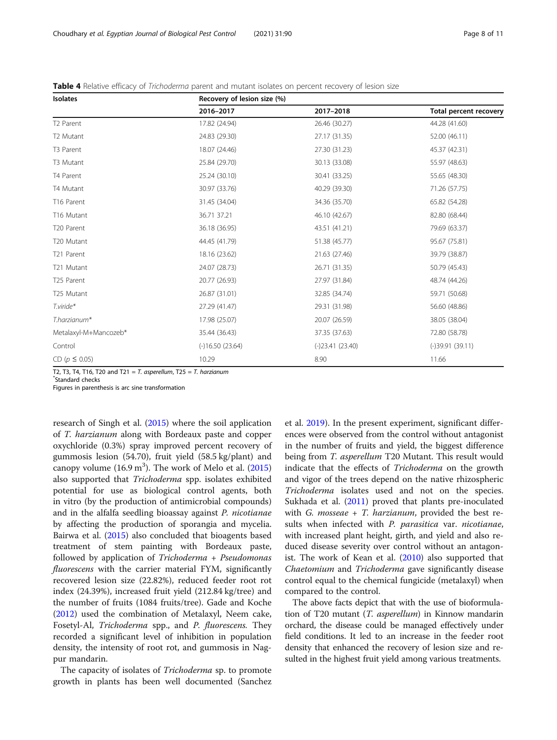**Table 4** Relative efficacy of *Trichoderma* parent and mutant isolates on percent recovery of lesion size

| Isolates | Recovery of lesion size (%) | | |
|---|---|---|---|
| | 2016–2017 | 2017–2018 | Total percent recovery |
| T2 Parent | 17.82 (24.94) | 26.46 (30.27) | 44.28 (41.60) |
| T2 Mutant | 24.83 (29.30) | 27.17 (31.35) | 52.00 (46.11) |
| T3 Parent | 18.07 (24.46) | 27.30 (31.23) | 45.37 (42.31) |
| T3 Mutant | 25.84 (29.70) | 30.13 (33.08) | 55.97 (48.63) |
| T4 Parent | 25.24 (30.10) | 30.41 (33.25) | 55.65 (48.30) |
| T4 Mutant | 30.97 (33.76) | 40.29 (39.30) | 71.26 (57.75) |
| T16 Parent | 31.45 (34.04) | 34.36 (35.70) | 65.82 (54.28) |
| T16 Mutant | 36.71 37.21 | 46.10 (42.67) | 82.80 (68.44) |
| T20 Parent | 36.18 (36.95) | 43.51 (41.21) | 79.69 (63.37) |
| T20 Mutant | 44.45 (41.79) | 51.38 (45.77) | 95.67 (75.81) |
| T21 Parent | 18.16 (23.62) | 21.63 (27.46) | 39.79 (38.87) |
| T21 Mutant | 24.07 (28.73) | 26.71 (31.35) | 50.79 (45.43) |
| T25 Parent | 20.77 (26.93) | 27.97 (31.84) | 48.74 (44.26) |
| T25 Mutant | 26.87 (31.01) | 32.85 (34.74) | 59.71 (50.68) |
| *T.viride*\* | 27.29 (41.47) | 29.31 (31.98) | 56.60 (48.86) |
| *T.harzianum*\* | 17.98 (25.07) | 20.07 (26.59) | 38.05 (38.04) |
| Metalaxyl-M+Mancozeb\* | 35.44 (36.43) | 37.35 (37.63) | 72.80 (58.78) |
| Control | (-)16.50 (23.64) | (-)23.41 (23.40) | (-)39.91 (39.11) |
| CD ($p \leq 0.05$) | 10.29 | 8.90 | 11.66 |

T2, T3, T4, T16, T20 and T21 = *T. asperellum*, T25 = *T. harzianum*
\*Standard checks
Figures in parenthesis is arc sine transformation

research of Singh et al. (2015) where the soil application of *T. harzianum* along with Bordeaux paste and copper oxychloride (0.3%) spray improved percent recovery of gummosis lesion (54.70), fruit yield (58.5 kg/plant) and canopy volume (16.9 $m^3$). The work of Melo et al. (2015) also supported that *Trichoderma* spp. isolates exhibited potential for use as biological control agents, both in vitro (by the production of antimicrobial compounds) and in the alfalfa seedling bioassay against *P. nicotianae* by affecting the production of sporangia and mycelia. Bairwa et al. (2015) also concluded that bioagents based treatment of stem painting with Bordeaux paste, followed by application of *Trichoderma* + *Pseudomonas fluorescens* with the carrier material FYM, significantly recovered lesion size (22.82%), reduced feeder root rot index (24.39%), increased fruit yield (212.84 kg/tree) and the number of fruits (1084 fruits/tree). Gade and Koche (2012) used the combination of Metalaxyl, Neem cake, Fosetyl-Al, *Trichoderma* spp., and *P. fluorescens*. They recorded a significant level of inhibition in population density, the intensity of root rot, and gummosis in Nagpur mandarin.

The capacity of isolates of *Trichoderma* sp. to promote growth in plants has been well documented (Sanchez et al. 2019). In the present experiment, significant differences were observed from the control without antagonist in the number of fruits and yield, the biggest difference being from *T. asperellum* T20 Mutant. This result would indicate that the effects of *Trichoderma* on the growth and vigor of the trees depend on the native rhizospheric *Trichoderma* isolates used and not on the species. Sukhada et al. (2011) proved that plants pre-inoculated with *G. mosseae* + *T. harzianum*, provided the best results when infected with *P. parasitica* var. *nicotianae*, with increased plant height, girth, and yield and also reduced disease severity over control without an antagonist. The work of Kean et al. (2010) also supported that *Chaetomium* and *Trichoderma* gave significantly disease control equal to the chemical fungicide (metalaxyl) when compared to the control.

The above facts depict that with the use of bioformulation of T20 mutant (*T. asperellum*) in Kinnow mandarin orchard, the disease could be managed effectively under field conditions. It led to an increase in the feeder root density that enhanced the recovery of lesion size and resulted in the highest fruit yield among various treatments.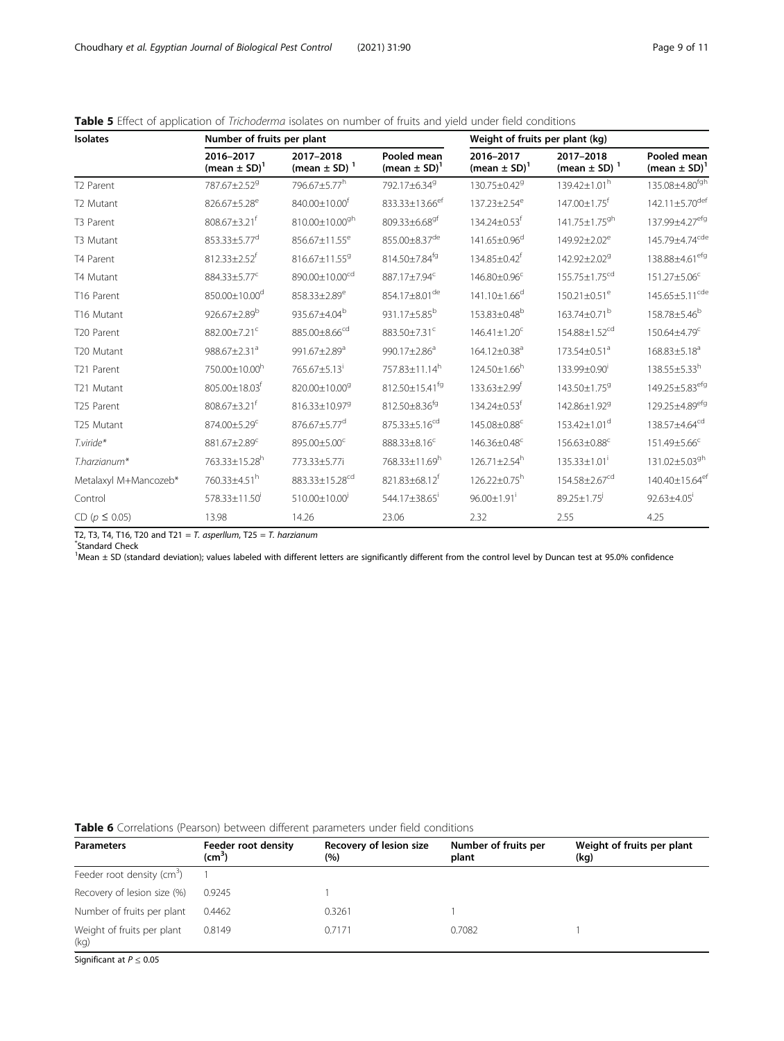**Table 5** Effect of application of *Trichoderma* isolates on number of fruits and yield under field conditions

| Isolates | Number of fruits per plant | | | Weight of fruits per plant (kg) | | |
|---|---|---|---|---|---|---|
| | 2016–2017 (mean ± SD)[1] | 2017–2018 (mean ± SD)[1] | Pooled mean (mean ± SD)[1] | 2016–2017 (mean ± SD)[1] | 2017–2018 (mean ± SD)[1] | Pooled mean (mean ± SD)[1] |
| T2 Parent | 787.67±2.52[g] | 796.67±5.77[h] | 792.17±6.34[g] | 130.75±0.42[g] | 139.42±1.01[h] | 135.08±4.80[fgh] |
| T2 Mutant | 826.67±5.28[e] | 840.00±10.00[f] | 833.33±13.66[ef] | 137.23±2.54[e] | 147.00±1.75[f] | 142.11±5.70[def] |
| T3 Parent | 808.67±3.21[f] | 810.00±10.00[gh] | 809.33±6.68[gf] | 134.24±0.53[f] | 141.75±1.75[gh] | 137.99±4.27[efg] |
| T3 Mutant | 853.33±5.77[d] | 856.67±11.55[e] | 855.00±8.37[de] | 141.65±0.96[d] | 149.92±2.02[e] | 145.79±4.74[cde] |
| T4 Parent | 812.33±2.52[f] | 816.67±11.55[g] | 814.50±7.84[fg] | 134.85±0.42[f] | 142.92±2.02[g] | 138.88±4.61[efg] |
| T4 Mutant | 884.33±5.77[c] | 890.00±10.00[cd] | 887.17±7.94[c] | 146.80±0.96[c] | 155.75±1.75[cd] | 151.27±5.06[c] |
| T16 Parent | 850.00±10.00[d] | 858.33±2.89[e] | 854.17±8.01[de] | 141.10±1.66[d] | 150.21±0.51[e] | 145.65±5.11[cde] |
| T16 Mutant | 926.67±2.89[b] | 935.67±4.04[b] | 931.17±5.85[b] | 153.83±0.48[b] | 163.74±0.71[b] | 158.78±5.46[b] |
| T20 Parent | 882.00±7.21[c] | 885.00±8.66[cd] | 883.50±7.31[c] | 146.41±1.20[c] | 154.88±1.52[cd] | 150.64±4.79[c] |
| T20 Mutant | 988.67±2.31[a] | 991.67±2.89[a] | 990.17±2.86[a] | 164.12±0.38[a] | 173.54±0.51[a] | 168.83±5.18[a] |
| T21 Parent | 750.00±10.00[h] | 765.67±5.13[i] | 757.83±11.14[h] | 124.50±1.66[h] | 133.99±0.90[i] | 138.55±5.33[h] |
| T21 Mutant | 805.00±18.03[f] | 820.00±10.00[g] | 812.50±15.41[fg] | 133.63±2.99[f] | 143.50±1.75[g] | 149.25±5.83[efg] |
| T25 Parent | 808.67±3.21[f] | 816.33±10.97[g] | 812.50±8.36[fg] | 134.24±0.53[f] | 142.86±1.92[g] | 129.25±4.89[efg] |
| T25 Mutant | 874.00±5.29[c] | 876.67±5.77[d] | 875.33±5.16[cd] | 145.08±0.88[c] | 153.42±1.01[d] | 138.57±4.64[cd] |
| *T.viride** | 881.67±2.89[c] | 895.00±5.00[c] | 888.33±8.16[c] | 146.36±0.48[c] | 156.63±0.88[c] | 151.49±5.66[c] |
| *T.harzianum** | 763.33±15.28[h] | 773.33±5.77i | 768.33±11.69[h] | 126.71±2.54[h] | 135.33±1.01[i] | 131.02±5.03[gh] |
| Metalaxyl M+Mancozeb* | 760.33±4.51[h] | 883.33±15.28[cd] | 821.83±68.12[f] | 126.22±0.75[h] | 154.58±2.67[cd] | 140.40±15.64[ef] |
| Control | 578.33±11.50[i] | 510.00±10.00[j] | 544.17±38.65[i] | 96.00±1.91[i] | 89.25±1.75[j] | 92.63±4.05[i] |
| CD ($p \leq 0.05$) | 13.98 | 14.26 | 23.06 | 2.32 | 2.55 | 4.25 |

T2, T3, T4, T16, T20 and T21 = *T. asperllum*, T25 = *T. harzianum*

*Standard Check

[1]Mean ± SD (standard deviation); values labeled with different letters are significantly different from the control level by Duncan test at 95.0% confidence

**Table 6** Correlations (Pearson) between different parameters under field conditions

| Parameters | Feeder root density ($cm^3$) | Recovery of lesion size (%) | Number of fruits per plant | Weight of fruits per plant (kg) |
|---|---|---|---|---|
| Feeder root density ($cm^3$) | 1 | | | |
| Recovery of lesion size (%) | 0.9245 | 1 | | |
| Number of fruits per plant | 0.4462 | 0.3261 | 1 | |
| Weight of fruits per plant (kg) | 0.8149 | 0.7171 | 0.7082 | 1 |

Significant at $P \leq 0.05$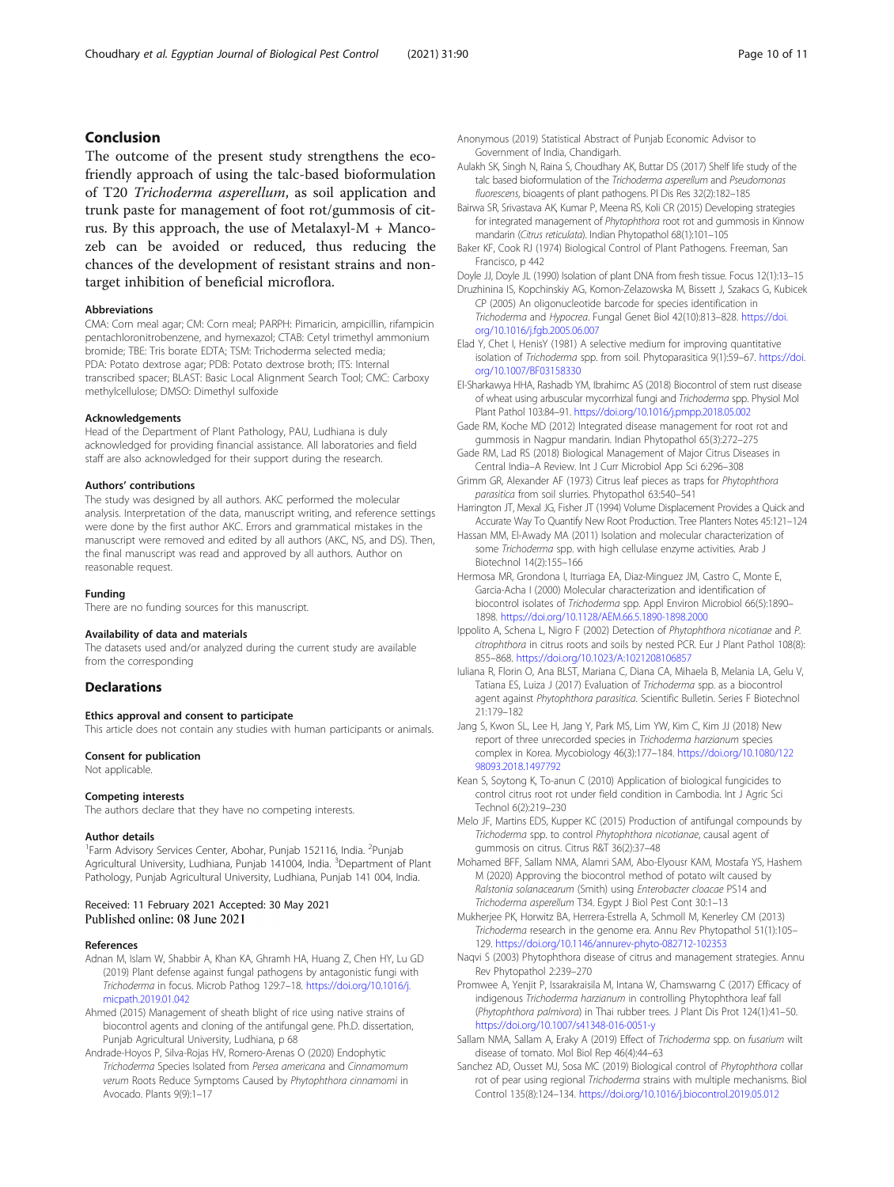## Conclusion

The outcome of the present study strengthens the eco-friendly approach of using the talc-based bioformulation of T20 *Trichoderma asperellum*, as soil application and trunk paste for management of foot rot/gummosis of citrus. By this approach, the use of Metalaxyl-M + Mancozeb can be avoided or reduced, thus reducing the chances of the development of resistant strains and non-target inhibition of beneficial microflora.

#### Abbreviations

CMA: Corn meal agar; CM: Corn meal; PARPH: Pimaricin, ampicillin, rifampicin pentachloronitrobenzene, and hymexazol; CTAB: Cetyl trimethyl ammonium bromide; TBE: Tris borate EDTA; TSM: Trichoderma selected media; PDA: Potato dextrose agar; PDB: Potato dextrose broth; ITS: Internal transcribed spacer; BLAST: Basic Local Alignment Search Tool; CMC: Carboxy methylcellulose; DMSO: Dimethyl sulfoxide

#### Acknowledgements

Head of the Department of Plant Pathology, PAU, Ludhiana is duly acknowledged for providing financial assistance. All laboratories and field staff are also acknowledged for their support during the research.

#### Authors' contributions

The study was designed by all authors. AKC performed the molecular analysis. Interpretation of the data, manuscript writing, and reference settings were done by the first author AKC. Errors and grammatical mistakes in the manuscript were removed and edited by all authors (AKC, NS, and DS). Then, the final manuscript was read and approved by all authors. Author on reasonable request.

#### Funding

There are no funding sources for this manuscript.

#### Availability of data and materials

The datasets used and/or analyzed during the current study are available from the corresponding

## Declarations

#### Ethics approval and consent to participate

This article does not contain any studies with human participants or animals.

#### Consent for publication

Not applicable.

#### Competing interests

The authors declare that they have no competing interests.

#### Author details

[1]Farm Advisory Services Center, Abohar, Punjab 152116, India. [2]Punjab Agricultural University, Ludhiana, Punjab 141004, India. [3]Department of Plant Pathology, Punjab Agricultural University, Ludhiana, Punjab 141 004, India.

Received: 11 February 2021 Accepted: 30 May 2021
Published online: 08 June 2021

#### References

- Adnan M, Islam W, Shabbir A, Khan KA, Ghramh HA, Huang Z, Chen HY, Lu GD (2019) Plant defense against fungal pathogens by antagonistic fungi with *Trichoderma* in focus. Microb Pathog 129:7–18. https://doi.org/10.1016/j.micpath.2019.01.042
- Ahmed (2015) Management of sheath blight of rice using native strains of biocontrol agents and cloning of the antifungal gene. Ph.D. dissertation, Punjab Agricultural University, Ludhiana, p 68
- Andrade-Hoyos P, Silva-Rojas HV, Romero-Arenas O (2020) Endophytic *Trichoderma* Species Isolated from *Persea americana* and *Cinnamomum verum* Roots Reduce Symptoms Caused by *Phytophthora cinnamomi* in Avocado. Plants 9(9):1–17
- Anonymous (2019) Statistical Abstract of Punjab Economic Advisor to Government of India, Chandigarh.
- Aulakh SK, Singh N, Raina S, Choudhary AK, Buttar DS (2017) Shelf life study of the talc based bioformulation of the *Trichoderma asperellum* and *Pseudomonas fluorescens*, bioagents of plant pathogens. Pl Dis Res 32(2):182–185
- Bairwa SR, Srivastava AK, Kumar P, Meena RS, Koli CR (2015) Developing strategies for integrated management of *Phytophthora* root rot and gummosis in Kinnow mandarin (*Citrus reticulata*). Indian Phytopathol 68(1):101–105
- Baker KF, Cook RJ (1974) Biological Control of Plant Pathogens. Freeman, San Francisco, p 442
- Doyle JJ, Doyle JL (1990) Isolation of plant DNA from fresh tissue. Focus 12(1):13–15
- Druzhinina IS, Kopchinskiy AG, Komon-Zelazowska M, Bissett J, Szakacs G, Kubicek CP (2005) An oligonucleotide barcode for species identification in *Trichoderma* and *Hypocrea*. Fungal Genet Biol 42(10):813–828. https://doi.org/10.1016/j.fgb.2005.06.007
- Elad Y, Chet I, HenisY (1981) A selective medium for improving quantitative isolation of *Trichoderma* spp. from soil. Phytoparasitica 9(1):59–67. https://doi.org/10.1007/BF03158330
- El-Sharkawya HHA, Rashadb YM, Ibrahimc AS (2018) Biocontrol of stem rust disease of wheat using arbuscular mycorrhizal fungi and *Trichoderma* spp. Physiol Mol Plant Pathol 103:84–91. https://doi.org/10.1016/j.pmpp.2018.05.002
- Gade RM, Koche MD (2012) Integrated disease management for root rot and gummosis in Nagpur mandarin. Indian Phytopathol 65(3):272–275
- Gade RM, Lad RS (2018) Biological Management of Major Citrus Diseases in Central India–A Review. Int J Curr Microbiol App Sci 6:296–308
- Grimm GR, Alexander AF (1973) Citrus leaf pieces as traps for *Phytophthora parasitica* from soil slurries. Phytopathol 63:540–541
- Harrington JT, Mexal JG, Fisher JT (1994) Volume Displacement Provides a Quick and Accurate Way To Quantify New Root Production. Tree Planters Notes 45:121–124
- Hassan MM, El-Awady MA (2011) Isolation and molecular characterization of some *Trichoderma* spp. with high cellulase enzyme activities. Arab J Biotechnol 14(2):155–166
- Hermosa MR, Grondona I, Iturriaga EA, Diaz-Minguez JM, Castro C, Monte E, Garcia-Acha I (2000) Molecular characterization and identification of biocontrol isolates of *Trichoderma* spp. Appl Environ Microbiol 66(5):1890–1898. https://doi.org/10.1128/AEM.66.5.1890-1898.2000
- Ippolito A, Schena L, Nigro F (2002) Detection of *Phytophthora nicotianae* and *P. citrophthora* in citrus roots and soils by nested PCR. Eur J Plant Pathol 108(8):855–868. https://doi.org/10.1023/A:1021208106857
- Iuliana R, Florin O, Ana BLST, Mariana C, Diana CA, Mihaela B, Melania LA, Gelu V, Tatiana ES, Luiza J (2017) Evaluation of *Trichoderma* spp. as a biocontrol agent against *Phytophthora parasitica*. Scientific Bulletin. Series F Biotechnol 21:179–182
- Jang S, Kwon SL, Lee H, Jang Y, Park MS, Lim YW, Kim C, Kim JJ (2018) New report of three unrecorded species in *Trichoderma harzianum* species complex in Korea. Mycobiology 46(3):177–184. https://doi.org/10.1080/12298093.2018.1497792
- Kean S, Soytong K, To-anun C (2010) Application of biological fungicides to control citrus root rot under field condition in Cambodia. Int J Agric Sci Technol 6(2):219–230
- Melo JF, Martins EDS, Kupper KC (2015) Production of antifungal compounds by *Trichoderma* spp. to control *Phytophthora nicotianae*, causal agent of gummosis on citrus. Citrus R&T 36(2):37–48
- Mohamed BFF, Sallam NMA, Alamri SAM, Abo-Elyousr KAM, Mostafa YS, Hashem M (2020) Approving the biocontrol method of potato wilt caused by *Ralstonia solanacearum* (Smith) using *Enterobacter cloacae* PS14 and *Trichoderma asperellum* T34. Egypt J Biol Pest Cont 30:1–13
- Mukherjee PK, Horwitz BA, Herrera-Estrella A, Schmoll M, Kenerley CM (2013) *Trichoderma* research in the genome era. Annu Rev Phytopathol 51(1):105–129. https://doi.org/10.1146/annurev-phyto-082712-102353
- Naqvi S (2003) Phytophthora disease of citrus and management strategies. Annu Rev Phytopathol 2:239–270
- Promwee A, Yenjit P, Issarakraisila M, Intana W, Chamswarng C (2017) Efficacy of indigenous *Trichoderma harzianum* in controlling Phytophthora leaf fall (*Phytophthora palmivora*) in Thai rubber trees. J Plant Dis Prot 124(1):41–50. https://doi.org/10.1007/s41348-016-0051-y
- Sallam NMA, Sallam A, Eraky A (2019) Effect of *Trichoderma* spp. on *fusarium* wilt disease of tomato. Mol Biol Rep 46(4):44–63
- Sanchez AD, Ousset MJ, Sosa MC (2019) Biological control of *Phytophthora* collar rot of pear using regional *Trichoderma* strains with multiple mechanisms. Biol Control 135(8):124–134. https://doi.org/10.1016/j.biocontrol.2019.05.012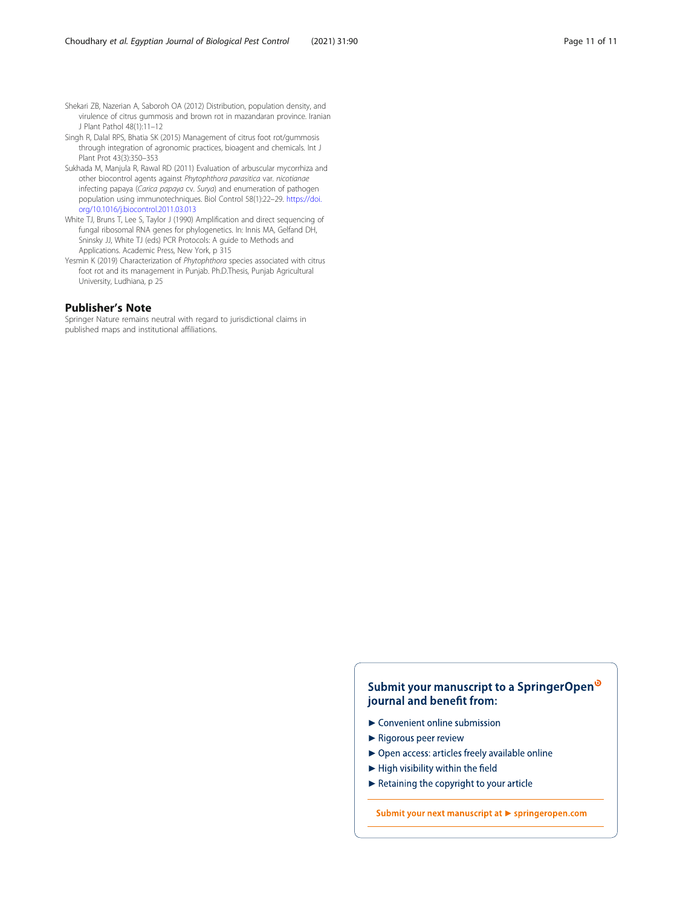Shekari ZB, Nazerian A, Saboroh OA (2012) Distribution, population density, and virulence of citrus gummosis and brown rot in mazandaran province. Iranian J Plant Pathol 48(1):11–12

Singh R, Dalal RPS, Bhatia SK (2015) Management of citrus foot rot/gummosis through integration of agronomic practices, bioagent and chemicals. Int J Plant Prot 43(3):350–353

Sukhada M, Manjula R, Rawal RD (2011) Evaluation of arbuscular mycorrhiza and other biocontrol agents against *Phytophthora parasitica* var. *nicotianae* infecting papaya (*Carica papaya* cv. *Surya*) and enumeration of pathogen population using immunotechniques. Biol Control 58(1):22–29. https://doi.org/10.1016/j.biocontrol.2011.03.013

White TJ, Bruns T, Lee S, Taylor J (1990) Amplification and direct sequencing of fungal ribosomal RNA genes for phylogenetics. In: Innis MA, Gelfand DH, Sninsky JJ, White TJ (eds) PCR Protocols: A guide to Methods and Applications. Academic Press, New York, p 315

Yesmin K (2019) Characterization of *Phytophthora* species associated with citrus foot rot and its management in Punjab. Ph.D.Thesis, Punjab Agricultural University, Ludhiana, p 25

## Publisher's Note

Springer Nature remains neutral with regard to jurisdictional claims in published maps and institutional affiliations.

**Submit your manuscript to a SpringerOpen journal and benefit from:**

- ► Convenient online submission
- ► Rigorous peer review
- ► Open access: articles freely available online
- ► High visibility within the field
- ► Retaining the copyright to your article

**Submit your next manuscript at ► springeropen.com**